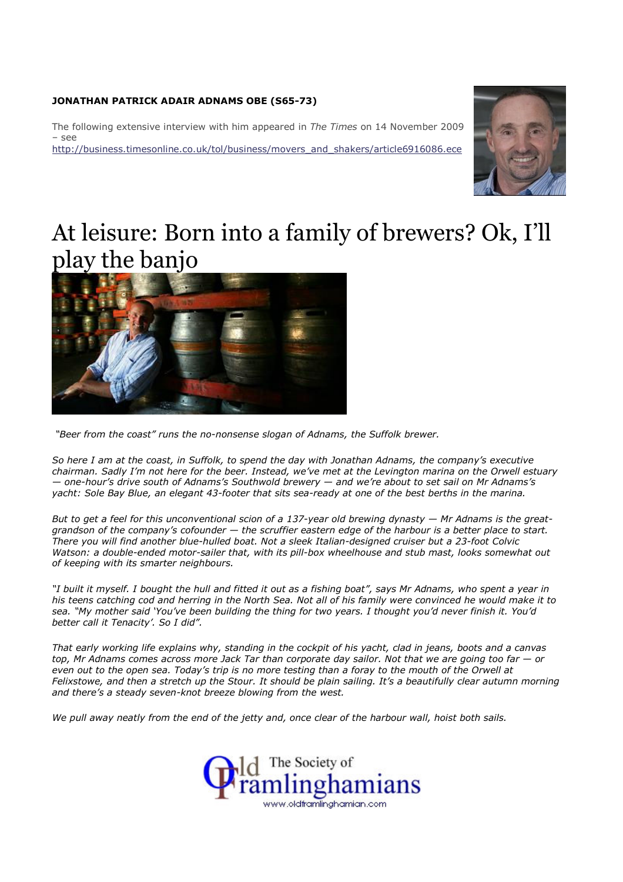**JONATHAN PATRICK ADAIR ADNAMS OBE (S65-73)**

The following extensive interview with him appeared in *The Times* on 14 November 2009 – see
http://business.timesonline.co.uk/tol/business/movers_and_shakers/article6916086.ece

# At leisure: Born into a family of brewers? Ok, I'll play the banjo

*"Beer from the coast" runs the no-nonsense slogan of Adnams, the Suffolk brewer.*

*So here I am at the coast, in Suffolk, to spend the day with Jonathan Adnams, the company's executive chairman. Sadly I'm not here for the beer. Instead, we've met at the Levington marina on the Orwell estuary — one-hour's drive south of Adnams's Southwold brewery — and we're about to set sail on Mr Adnams's yacht: Sole Bay Blue, an elegant 43-footer that sits sea-ready at one of the best berths in the marina.*

*But to get a feel for this unconventional scion of a 137-year old brewing dynasty — Mr Adnams is the great-grandson of the company's cofounder — the scruffier eastern edge of the harbour is a better place to start. There you will find another blue-hulled boat. Not a sleek Italian-designed cruiser but a 23-foot Colvic Watson: a double-ended motor-sailer that, with its pill-box wheelhouse and stub mast, looks somewhat out of keeping with its smarter neighbours.*

*"I built it myself. I bought the hull and fitted it out as a fishing boat", says Mr Adnams, who spent a year in his teens catching cod and herring in the North Sea. Not all of his family were convinced he would make it to sea. "My mother said 'You've been building the thing for two years. I thought you'd never finish it. You'd better call it Tenacity'. So I did".*

*That early working life explains why, standing in the cockpit of his yacht, clad in jeans, boots and a canvas top, Mr Adnams comes across more Jack Tar than corporate day sailor. Not that we are going too far — or even out to the open sea. Today's trip is no more testing than a foray to the mouth of the Orwell at Felixstowe, and then a stretch up the Stour. It should be plain sailing. It's a beautifully clear autumn morning and there's a steady seven-knot breeze blowing from the west.*

*We pull away neatly from the end of the jetty and, once clear of the harbour wall, hoist both sails.*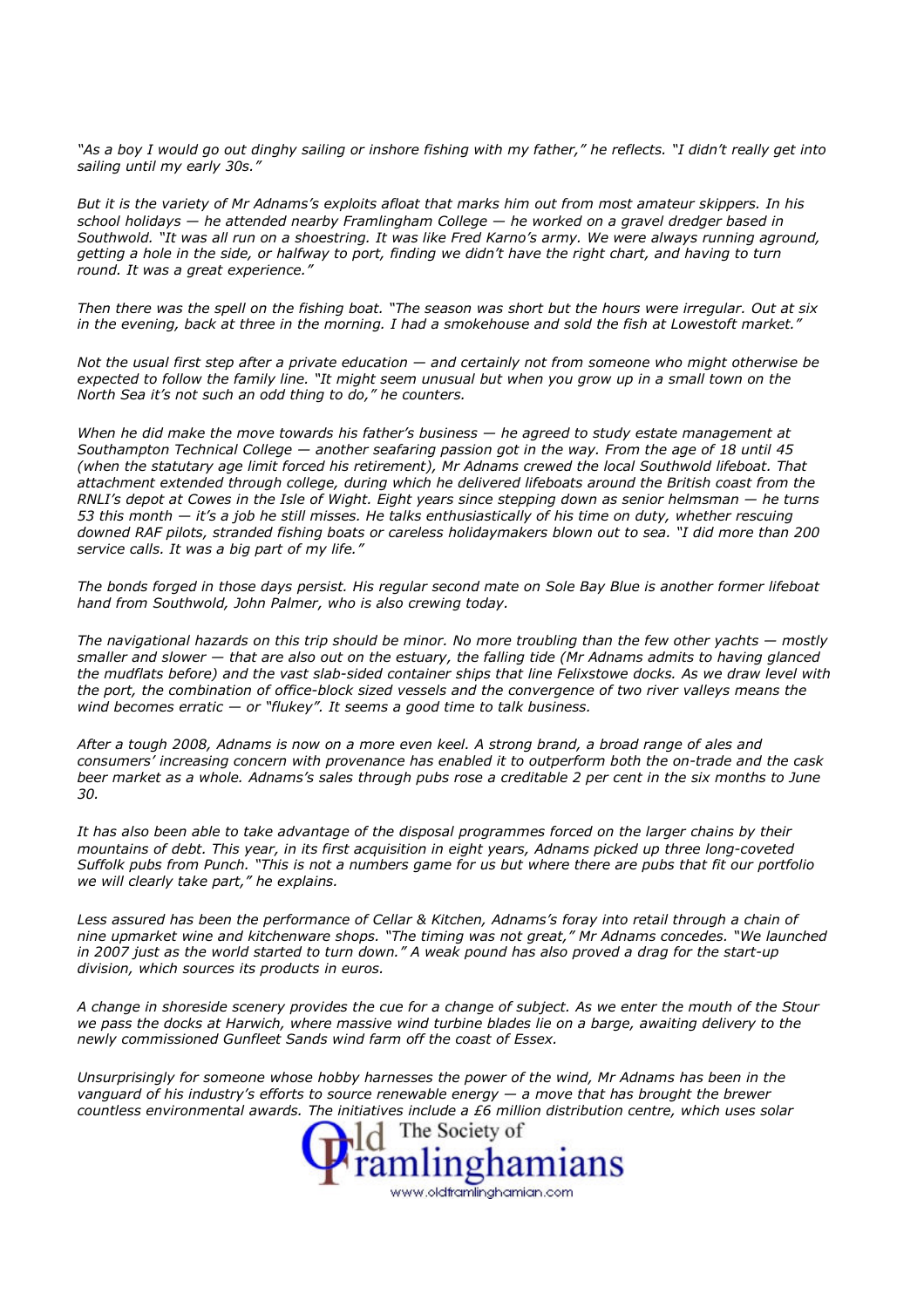*"As a boy I would go out dinghy sailing or inshore fishing with my father," he reflects. "I didn't really get into sailing until my early 30s."*

*But it is the variety of Mr Adnams's exploits afloat that marks him out from most amateur skippers. In his school holidays — he attended nearby Framlingham College — he worked on a gravel dredger based in Southwold. "It was all run on a shoestring. It was like Fred Karno's army. We were always running aground, getting a hole in the side, or halfway to port, finding we didn't have the right chart, and having to turn round. It was a great experience."*

*Then there was the spell on the fishing boat. "The season was short but the hours were irregular. Out at six in the evening, back at three in the morning. I had a smokehouse and sold the fish at Lowestoft market."*

*Not the usual first step after a private education — and certainly not from someone who might otherwise be expected to follow the family line. "It might seem unusual but when you grow up in a small town on the North Sea it's not such an odd thing to do," he counters.*

*When he did make the move towards his father's business — he agreed to study estate management at Southampton Technical College — another seafaring passion got in the way. From the age of 18 until 45 (when the statutary age limit forced his retirement), Mr Adnams crewed the local Southwold lifeboat. That attachment extended through college, during which he delivered lifeboats around the British coast from the RNLI's depot at Cowes in the Isle of Wight. Eight years since stepping down as senior helmsman — he turns 53 this month — it's a job he still misses. He talks enthusiastically of his time on duty, whether rescuing downed RAF pilots, stranded fishing boats or careless holidaymakers blown out to sea. "I did more than 200 service calls. It was a big part of my life."*

*The bonds forged in those days persist. His regular second mate on Sole Bay Blue is another former lifeboat hand from Southwold, John Palmer, who is also crewing today.*

*The navigational hazards on this trip should be minor. No more troubling than the few other yachts — mostly smaller and slower — that are also out on the estuary, the falling tide (Mr Adnams admits to having glanced the mudflats before) and the vast slab-sided container ships that line Felixstowe docks. As we draw level with the port, the combination of office-block sized vessels and the convergence of two river valleys means the wind becomes erratic — or "flukey". It seems a good time to talk business.*

*After a tough 2008, Adnams is now on a more even keel. A strong brand, a broad range of ales and consumers' increasing concern with provenance has enabled it to outperform both the on-trade and the cask beer market as a whole. Adnams's sales through pubs rose a creditable 2 per cent in the six months to June 30.*

*It has also been able to take advantage of the disposal programmes forced on the larger chains by their mountains of debt. This year, in its first acquisition in eight years, Adnams picked up three long-coveted Suffolk pubs from Punch. "This is not a numbers game for us but where there are pubs that fit our portfolio we will clearly take part," he explains.*

*Less assured has been the performance of Cellar & Kitchen, Adnams's foray into retail through a chain of nine upmarket wine and kitchenware shops. "The timing was not great," Mr Adnams concedes. "We launched in 2007 just as the world started to turn down." A weak pound has also proved a drag for the start-up division, which sources its products in euros.*

*A change in shoreside scenery provides the cue for a change of subject. As we enter the mouth of the Stour we pass the docks at Harwich, where massive wind turbine blades lie on a barge, awaiting delivery to the newly commissioned Gunfleet Sands wind farm off the coast of Essex.*

*Unsurprisingly for someone whose hobby harnesses the power of the wind, Mr Adnams has been in the vanguard of his industry's efforts to source renewable energy — a move that has brought the brewer countless environmental awards. The initiatives include a £6 million distribution centre, which uses solar*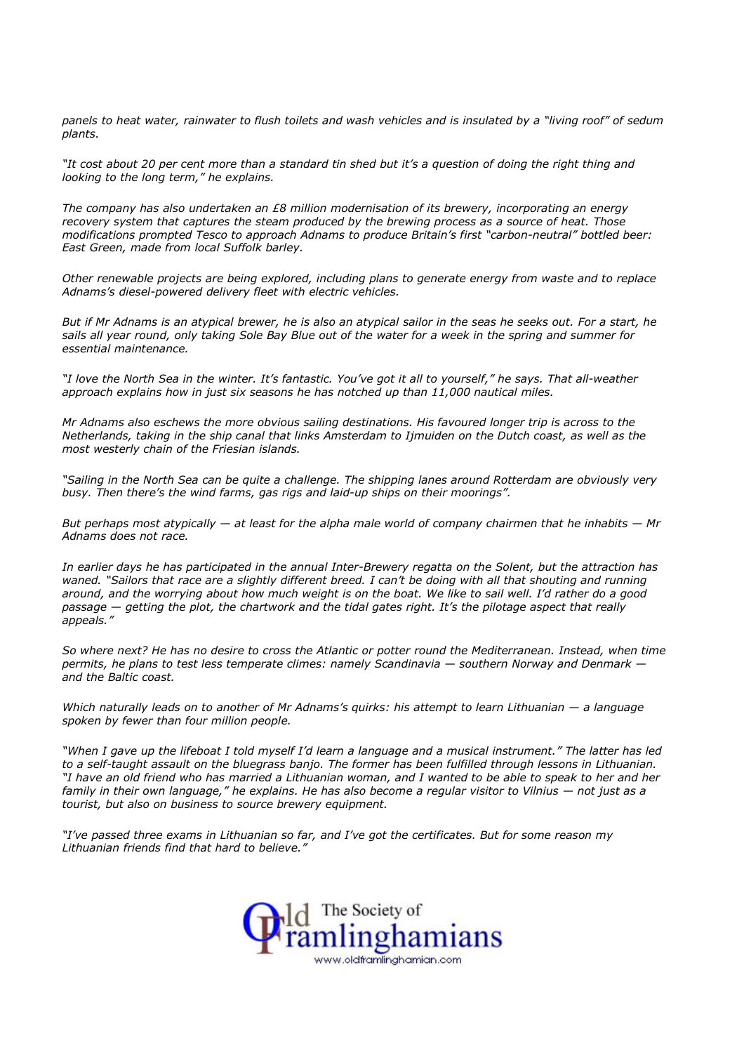*panels to heat water, rainwater to flush toilets and wash vehicles and is insulated by a "living roof" of sedum plants.*

*"It cost about 20 per cent more than a standard tin shed but it's a question of doing the right thing and looking to the long term," he explains.*

*The company has also undertaken an £8 million modernisation of its brewery, incorporating an energy recovery system that captures the steam produced by the brewing process as a source of heat. Those modifications prompted Tesco to approach Adnams to produce Britain's first "carbon-neutral" bottled beer: East Green, made from local Suffolk barley.*

*Other renewable projects are being explored, including plans to generate energy from waste and to replace Adnams's diesel-powered delivery fleet with electric vehicles.*

*But if Mr Adnams is an atypical brewer, he is also an atypical sailor in the seas he seeks out. For a start, he sails all year round, only taking Sole Bay Blue out of the water for a week in the spring and summer for essential maintenance.*

*"I love the North Sea in the winter. It's fantastic. You've got it all to yourself," he says. That all-weather approach explains how in just six seasons he has notched up than 11,000 nautical miles.*

*Mr Adnams also eschews the more obvious sailing destinations. His favoured longer trip is across to the Netherlands, taking in the ship canal that links Amsterdam to Ijmuiden on the Dutch coast, as well as the most westerly chain of the Friesian islands.*

*"Sailing in the North Sea can be quite a challenge. The shipping lanes around Rotterdam are obviously very busy. Then there's the wind farms, gas rigs and laid-up ships on their moorings".*

*But perhaps most atypically — at least for the alpha male world of company chairmen that he inhabits — Mr Adnams does not race.*

*In earlier days he has participated in the annual Inter-Brewery regatta on the Solent, but the attraction has waned. "Sailors that race are a slightly different breed. I can't be doing with all that shouting and running around, and the worrying about how much weight is on the boat. We like to sail well. I'd rather do a good passage — getting the plot, the chartwork and the tidal gates right. It's the pilotage aspect that really appeals."*

*So where next? He has no desire to cross the Atlantic or potter round the Mediterranean. Instead, when time permits, he plans to test less temperate climes: namely Scandinavia — southern Norway and Denmark — and the Baltic coast.*

*Which naturally leads on to another of Mr Adnams's quirks: his attempt to learn Lithuanian — a language spoken by fewer than four million people.*

*"When I gave up the lifeboat I told myself I'd learn a language and a musical instrument." The latter has led to a self-taught assault on the bluegrass banjo. The former has been fulfilled through lessons in Lithuanian. "I have an old friend who has married a Lithuanian woman, and I wanted to be able to speak to her and her family in their own language," he explains. He has also become a regular visitor to Vilnius — not just as a tourist, but also on business to source brewery equipment.*

*"I've passed three exams in Lithuanian so far, and I've got the certificates. But for some reason my Lithuanian friends find that hard to believe."*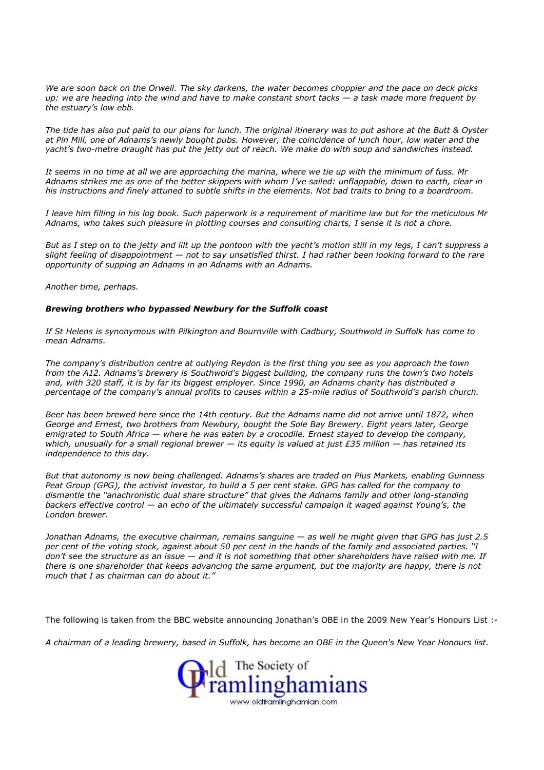*We are soon back on the Orwell. The sky darkens, the water becomes choppier and the pace on deck picks up: we are heading into the wind and have to make constant short tacks — a task made more frequent by the estuary's low ebb.*

*The tide has also put paid to our plans for lunch. The original itinerary was to put ashore at the Butt & Oyster at Pin Mill, one of Adnams's newly bought pubs. However, the coincidence of lunch hour, low water and the yacht's two-metre draught has put the jetty out of reach. We make do with soup and sandwiches instead.*

*It seems in no time at all we are approaching the marina, where we tie up with the minimum of fuss. Mr Adnams strikes me as one of the better skippers with whom I've sailed: unflappable, down to earth, clear in his instructions and finely attuned to subtle shifts in the elements. Not bad traits to bring to a boardroom.*

*I leave him filling in his log book. Such paperwork is a requirement of maritime law but for the meticulous Mr Adnams, who takes such pleasure in plotting courses and consulting charts, I sense it is not a chore.*

*But as I step on to the jetty and lilt up the pontoon with the yacht's motion still in my legs, I can't suppress a slight feeling of disappointment — not to say unsatisfied thirst. I had rather been looking forward to the rare opportunity of supping an Adnams in an Adnams with an Adnams.*

*Another time, perhaps.*

***Brewing brothers who bypassed Newbury for the Suffolk coast***

*If St Helens is synonymous with Pilkington and Bournville with Cadbury, Southwold in Suffolk has come to mean Adnams.*

*The company's distribution centre at outlying Reydon is the first thing you see as you approach the town from the A12. Adnams's brewery is Southwold's biggest building, the company runs the town's two hotels and, with 320 staff, it is by far its biggest employer. Since 1990, an Adnams charity has distributed a percentage of the company's annual profits to causes within a 25-mile radius of Southwold's parish church.*

*Beer has been brewed here since the 14th century. But the Adnams name did not arrive until 1872, when George and Ernest, two brothers from Newbury, bought the Sole Bay Brewery. Eight years later, George emigrated to South Africa — where he was eaten by a crocodile. Ernest stayed to develop the company, which, unusually for a small regional brewer — its equity is valued at just £35 million — has retained its independence to this day.*

*But that autonomy is now being challenged. Adnams's shares are traded on Plus Markets, enabling Guinness Peat Group (GPG), the activist investor, to build a 5 per cent stake. GPG has called for the company to dismantle the "anachronistic dual share structure" that gives the Adnams family and other long-standing backers effective control — an echo of the ultimately successful campaign it waged against Young's, the London brewer.*

*Jonathan Adnams, the executive chairman, remains sanguine — as well he might given that GPG has just 2.5 per cent of the voting stock, against about 50 per cent in the hands of the family and associated parties. "I don't see the structure as an issue — and it is not something that other shareholders have raised with me. If there is one shareholder that keeps advancing the same argument, but the majority are happy, there is not much that I as chairman can do about it."*

The following is taken from the BBC website announcing Jonathan's OBE in the 2009 New Year's Honours List :-

*A chairman of a leading brewery, based in Suffolk, has become an OBE in the Queen's New Year Honours list.*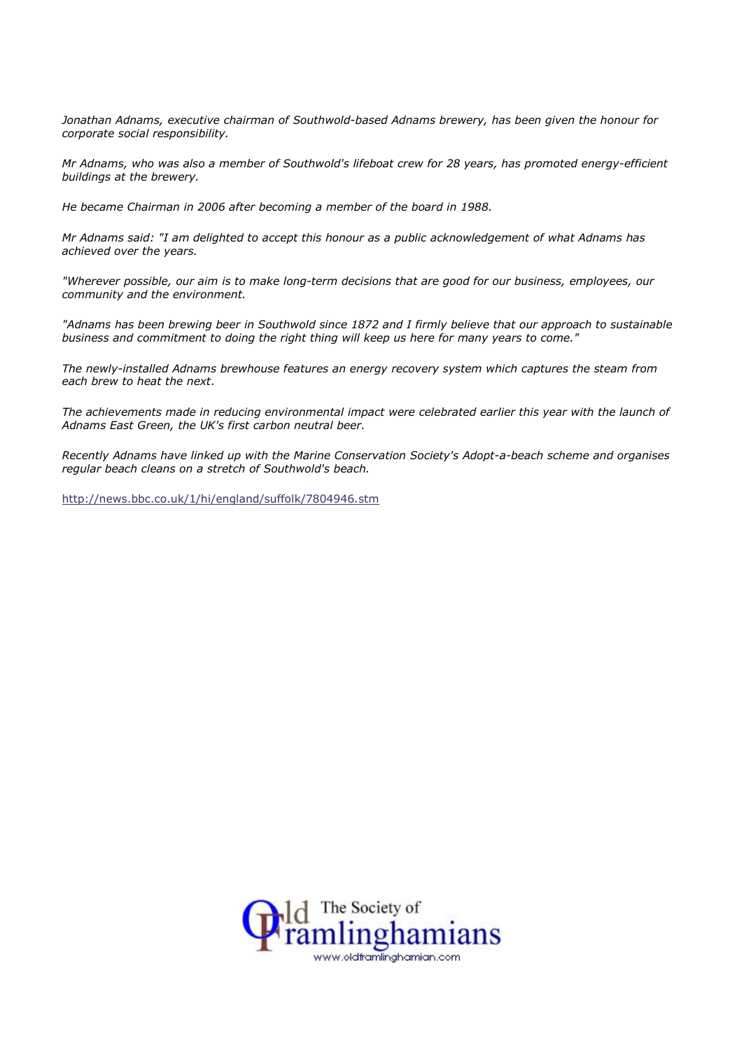*Jonathan Adnams, executive chairman of Southwold-based Adnams brewery, has been given the honour for corporate social responsibility.*

*Mr Adnams, who was also a member of Southwold's lifeboat crew for 28 years, has promoted energy-efficient buildings at the brewery.*

*He became Chairman in 2006 after becoming a member of the board in 1988.*

*Mr Adnams said: "I am delighted to accept this honour as a public acknowledgement of what Adnams has achieved over the years.*

*"Wherever possible, our aim is to make long-term decisions that are good for our business, employees, our community and the environment.*

*"Adnams has been brewing beer in Southwold since 1872 and I firmly believe that our approach to sustainable business and commitment to doing the right thing will keep us here for many years to come."*

*The newly-installed Adnams brewhouse features an energy recovery system which captures the steam from each brew to heat the next.*

*The achievements made in reducing environmental impact were celebrated earlier this year with the launch of Adnams East Green, the UK's first carbon neutral beer.*

*Recently Adnams have linked up with the Marine Conservation Society's Adopt-a-beach scheme and organises regular beach cleans on a stretch of Southwold's beach.*

http://news.bbc.co.uk/1/hi/england/suffolk/7804946.stm

Old Framlinghamians The Society of
www.oldframlinghamian.com